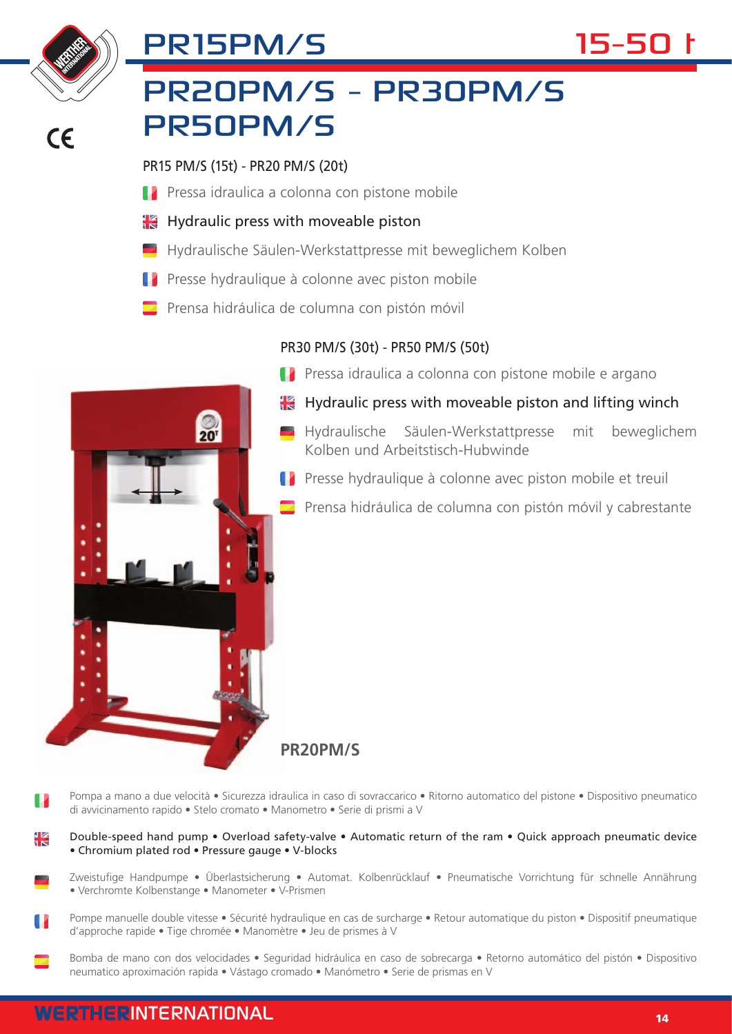# PR15PM/S

15-50 t

# PR20PM/S - PR30PM/S PR50PM/S

CE

PR15 PM/S (15t) - PR20 PM/S (20t)

- Pressa idraulica a colonna con pistone mobile
- **Hydraulic press with moveable piston**
- Hydraulische Säulen-Werkstattpresse mit beweglichem Kolben
- Presse hydraulique à colonne avec piston mobile
- Prensa hidráulica de columna con pistón móvil

PR30 PM/S (30t) - PR50 PM/S (50t)

- Pressa idraulica a colonna con pistone mobile e argano
- **Hydraulic press with moveable piston and lifting winch**
- Hydraulische Säulen-Werkstattpresse mit beweglichem Kolben und Arbeitstisch-Hubwinde
- Presse hydraulique à colonne avec piston mobile et treuil
- Prensa hidráulica de columna con pistón móvil y cabrestante

**PR20PM/S**

Pompa a mano a due velocità • Sicurezza idraulica in caso di sovraccarico • Ritorno automatico del pistone • Dispositivo pneumatico di avvicinamento rapido • Stelo cromato • Manometro • Serie di prismi a V

Double-speed hand pump • Overload safety-valve • Automatic return of the ram • Quick approach pneumatic device • Chromium plated rod • Pressure gauge • V-blocks

Zweistufige Handpumpe • Überlastsicherung • Automat. Kolbenrücklauf • Pneumatische Vorrichtung für schnelle Annährung • Verchromte Kolbenstange • Manometer • V-Prismen

Pompe manuelle double vitesse • Sécurité hydraulique en cas de surcharge • Retour automatique du piston • Dispositif pneumatique d'approche rapide • Tige chromée • Manomètre • Jeu de prismes à V

Bomba de mano con dos velocidades • Seguridad hidráulica en caso de sobrecarga • Retorno automático del pistón • Dispositivo neumatico aproximación rapida • Vástago cromado • Manómetro • Serie de prismas en V

WERTHER INTERNATIONAL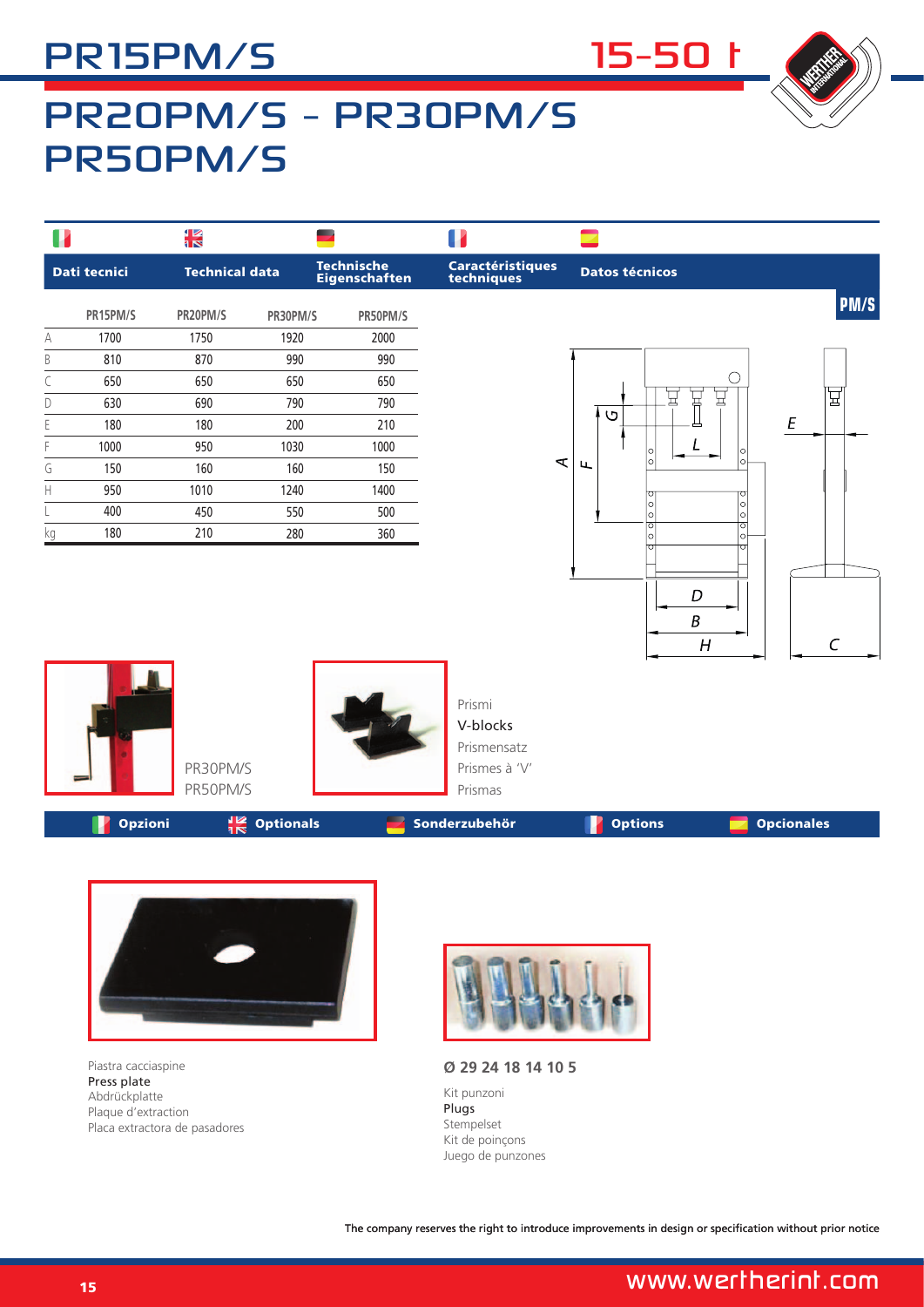# PR15PM/S

15-50 t

# PR20PM/S - PR30PM/S PR50PM/S

| Dati tecnici | Technical data | Technische Eigenschaften | Caractéristiques techniques | Datos técnicos |
|---|---|---|---|---|

PM/S

| | PR15PM/S | PR20PM/S | PR30PM/S | PR50PM/S |
|---|---|---|---|---|
| A | 1700 | 1750 | 1920 | 2000 |
| B | 810 | 870 | 990 | 990 |
| C | 650 | 650 | 650 | 650 |
| D | 630 | 690 | 790 | 790 |
| E | 180 | 180 | 200 | 210 |
| F | 1000 | 950 | 1030 | 1000 |
| G | 150 | 160 | 160 | 150 |
| H | 950 | 1010 | 1240 | 1400 |
| L | 400 | 450 | 550 | 500 |
| kg | 180 | 210 | 280 | 360 |

A F G L E D B H C

PR30PM/S
PR50PM/S

Prismi
V-blocks
Prismensatz
Prismes à 'V'
Prismas

## Opzioni | Optionals | Sonderzubehör | Options | Opcionales

Piastra cacciaspine
Press plate
Abdrückplatte
Plaque d'extraction
Placa extractora de pasadores

**Ø 29 24 18 14 10 5**

Kit punzoni
Plugs
Stempelset
Kit de poinçons
Juego de punzones

The company reserves the right to introduce improvements in design or specification without prior notice

www.wertherint.com